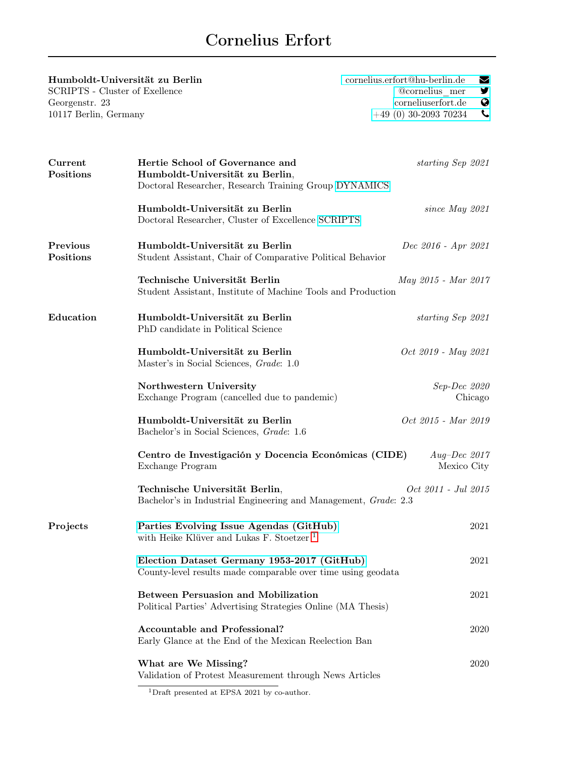# Cornelius Erfort

**Humboldt-Universität zu Berlin**
SCRIPTS - Cluster of Exellence
Georgenstr. 23
10117 Berlin, Germany

cornelius.erfort@hu-berlin.de
@cornelius_mer
corneliuserfort.de
+49 (0) 30-2093 70234

## Current Positions

**Hertie School of Governance and Humboldt-Universität zu Berlin**, — *starting Sep 2021*
Doctoral Researcher, Research Training Group DYNAMICS

**Humboldt-Universität zu Berlin** — *since May 2021*
Doctoral Researcher, Cluster of Excellence SCRIPTS

## Previous Positions

**Humboldt-Universität zu Berlin** — *Dec 2016 - Apr 2021*
Student Assistant, Chair of Comparative Political Behavior

**Technische Universität Berlin** — *May 2015 - Mar 2017*
Student Assistant, Institute of Machine Tools and Production

## Education

**Humboldt-Universität zu Berlin** — *starting Sep 2021*
PhD candidate in Political Science

**Humboldt-Universität zu Berlin** — *Oct 2019 - May 2021*
Master's in Social Sciences, *Grade*: 1.0

**Northwestern University** — *Sep-Dec 2020*, Chicago
Exchange Program (cancelled due to pandemic)

**Humboldt-Universität zu Berlin** — *Oct 2015 - Mar 2019*
Bachelor's in Social Sciences, *Grade*: 1.6

**Centro de Investigación y Docencia Económicas (CIDE)** — *Aug–Dec 2017*, Mexico City
Exchange Program

**Technische Universität Berlin**, — *Oct 2011 - Jul 2015*
Bachelor's in Industrial Engineering and Management, *Grade*: 2.3

## Projects

**Parties Evolving Issue Agendas (GitHub)** — 2021
with Heike Klüver and Lukas F. Stoetzer[1]

**Election Dataset Germany 1953-2017 (GitHub)** — 2021
County-level results made comparable over time using geodata

**Between Persuasion and Mobilization** — 2021
Political Parties' Advertising Strategies Online (MA Thesis)

**Accountable and Professional?** — 2020
Early Glance at the End of the Mexican Reelection Ban

**What are We Missing?** — 2020
Validation of Protest Measurement through News Articles

[1] Draft presented at EPSA 2021 by co-author.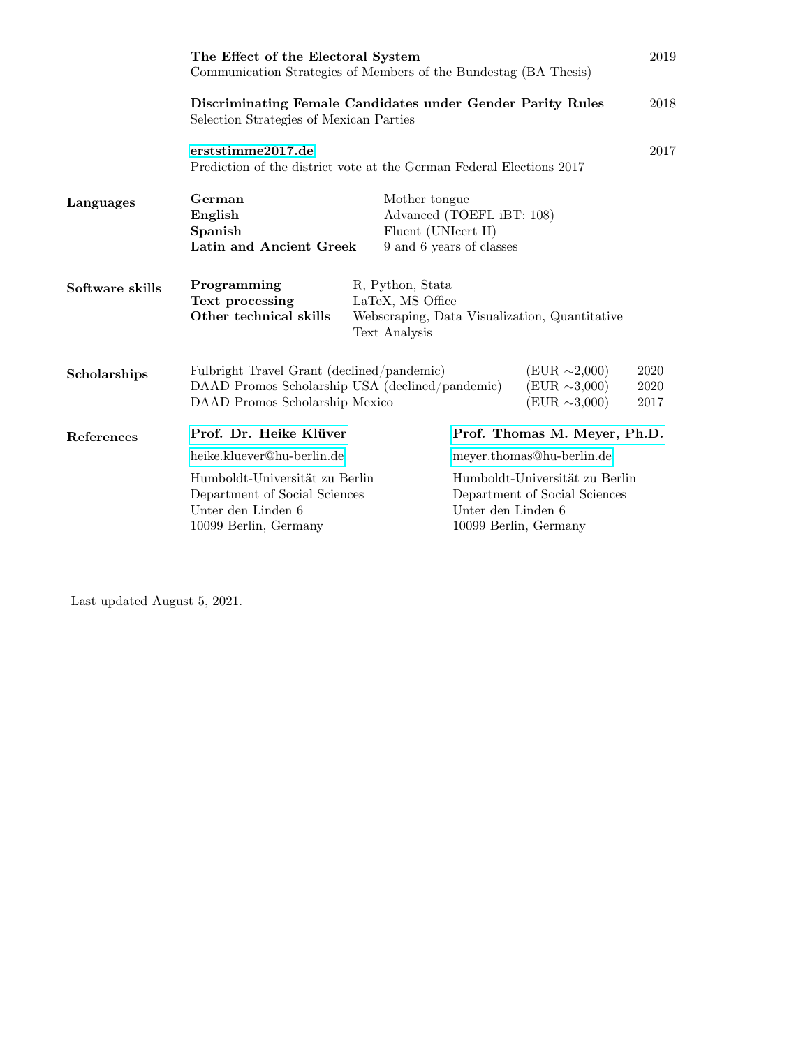**The Effect of the Electoral System** 2019
Communication Strategies of Members of the Bundestag (BA Thesis)

**Discriminating Female Candidates under Gender Parity Rules** 2018
Selection Strategies of Mexican Parties

**erststimme2017.de** 2017
Prediction of the district vote at the German Federal Elections 2017

## Languages

| | |
|---|---|
| **German** | Mother tongue |
| **English** | Advanced (TOEFL iBT: 108) |
| **Spanish** | Fluent (UNIcert II) |
| **Latin and Ancient Greek** | 9 and 6 years of classes |

## Software skills

| | |
|---|---|
| **Programming** | R, Python, Stata |
| **Text processing** | LaTeX, MS Office |
| **Other technical skills** | Webscraping, Data Visualization, Quantitative Text Analysis |

## Scholarships

| | | |
|---|---|---|
| Fulbright Travel Grant (declined/pandemic) | (EUR ∼2,000) | 2020 |
| DAAD Promos Scholarship USA (declined/pandemic) | (EUR ∼3,000) | 2020 |
| DAAD Promos Scholarship Mexico | (EUR ∼3,000) | 2017 |

## References

**Prof. Dr. Heike Klüver**
heike.kluever@hu-berlin.de
Humboldt-Universität zu Berlin
Department of Social Sciences
Unter den Linden 6
10099 Berlin, Germany

**Prof. Thomas M. Meyer, Ph.D.**
meyer.thomas@hu-berlin.de
Humboldt-Universität zu Berlin
Department of Social Sciences
Unter den Linden 6
10099 Berlin, Germany

Last updated August 5, 2021.